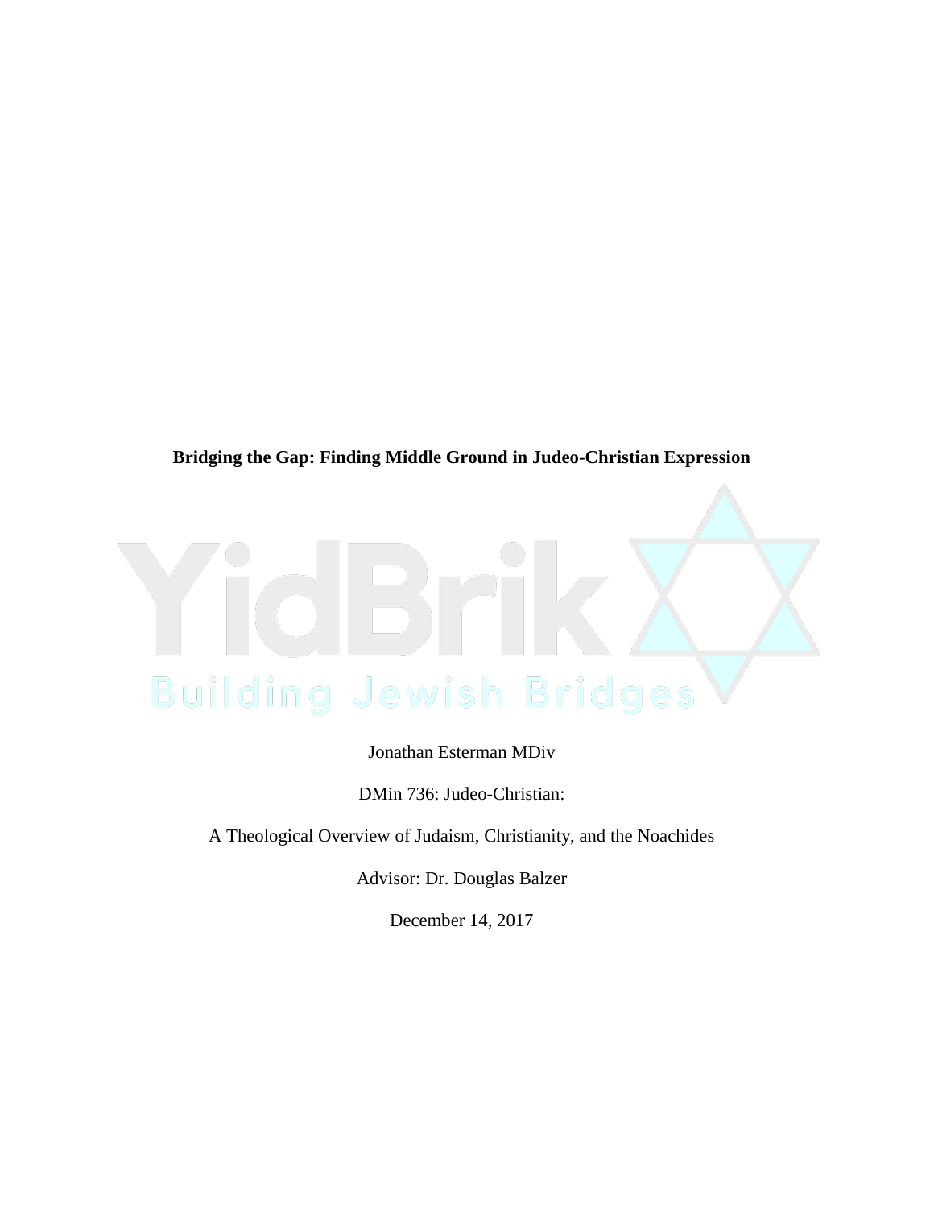**Bridging the Gap: Finding Middle Ground in Judeo-Christian Expression**

Jonathan Esterman MDiv

DMin 736: Judeo-Christian:

A Theological Overview of Judaism, Christianity, and the Noachides

Advisor: Dr. Douglas Balzer

December 14, 2017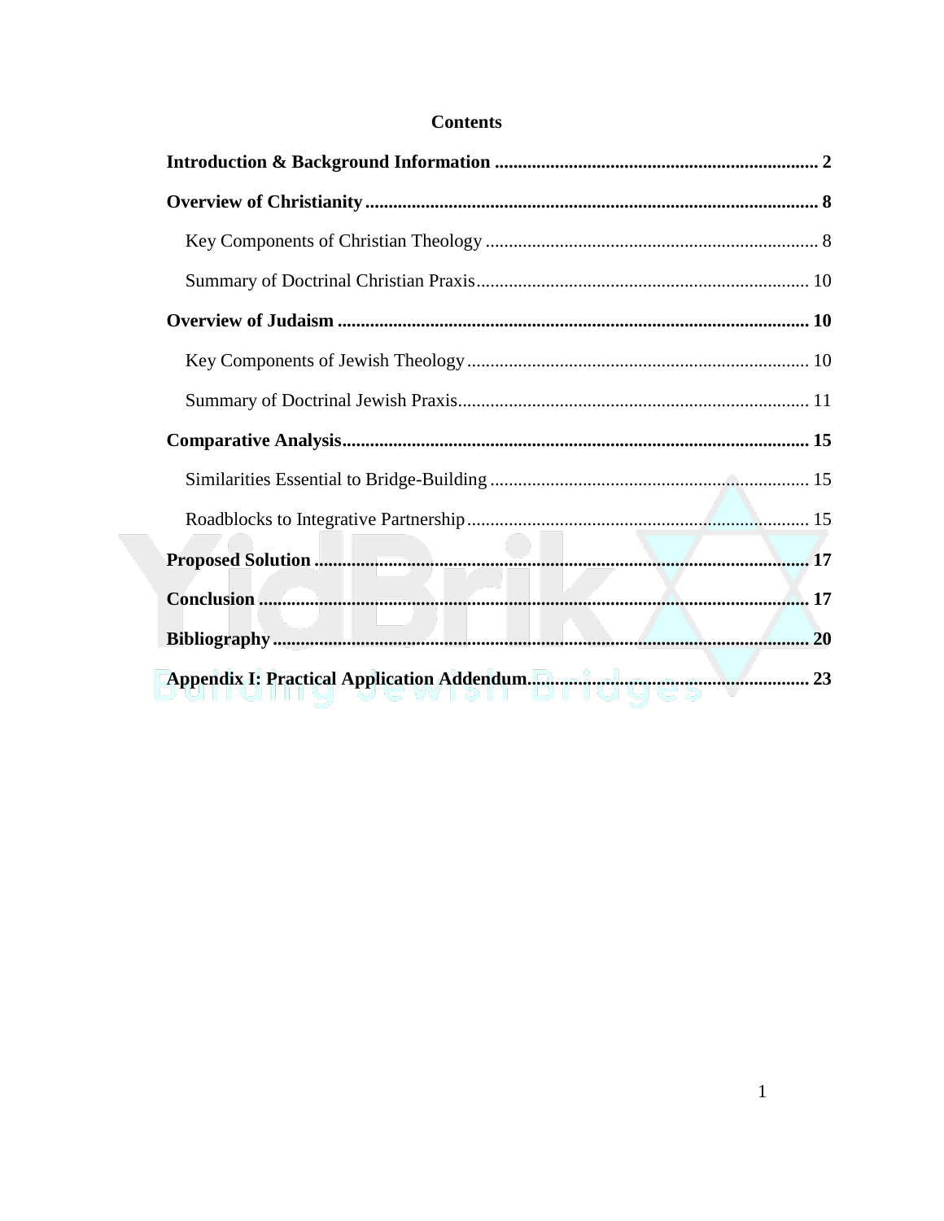# Contents

**Introduction & Background Information** ..... **2**

**Overview of Christianity** ..... **8**

- Key Components of Christian Theology ..... 8
- Summary of Doctrinal Christian Praxis ..... 10

**Overview of Judaism** ..... **10**

- Key Components of Jewish Theology ..... 10
- Summary of Doctrinal Jewish Praxis ..... 11

**Comparative Analysis** ..... **15**

- Similarities Essential to Bridge-Building ..... 15
- Roadblocks to Integrative Partnership ..... 15

**Proposed Solution** ..... **17**

**Conclusion** ..... **17**

**Bibliography** ..... **20**

**Appendix I: Practical Application Addendum** ..... **23**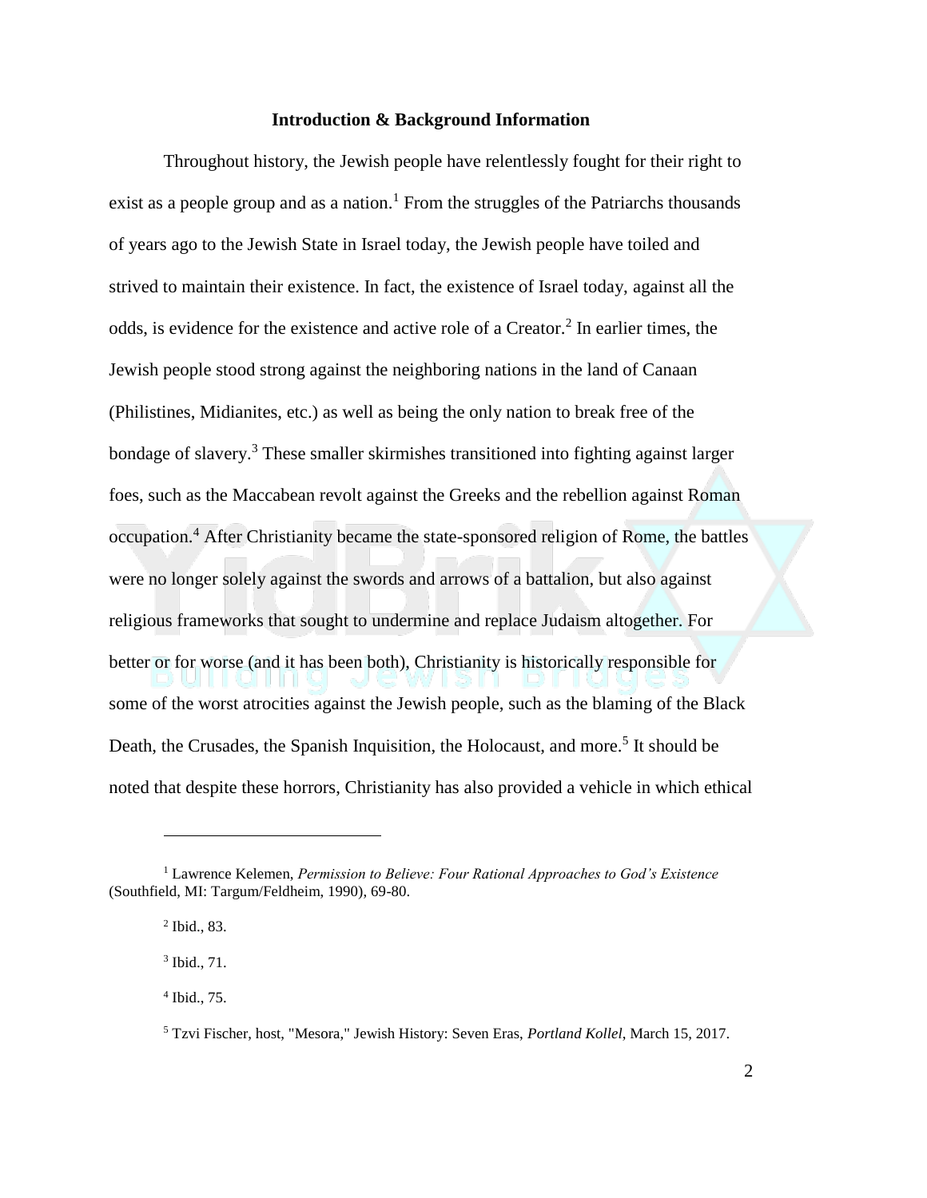## Introduction & Background Information

Throughout history, the Jewish people have relentlessly fought for their right to exist as a people group and as a nation.[1] From the struggles of the Patriarchs thousands of years ago to the Jewish State in Israel today, the Jewish people have toiled and strived to maintain their existence. In fact, the existence of Israel today, against all the odds, is evidence for the existence and active role of a Creator.[2] In earlier times, the Jewish people stood strong against the neighboring nations in the land of Canaan (Philistines, Midianites, etc.) as well as being the only nation to break free of the bondage of slavery.[3] These smaller skirmishes transitioned into fighting against larger foes, such as the Maccabean revolt against the Greeks and the rebellion against Roman occupation.[4] After Christianity became the state-sponsored religion of Rome, the battles were no longer solely against the swords and arrows of a battalion, but also against religious frameworks that sought to undermine and replace Judaism altogether. For better or for worse (and it has been both), Christianity is historically responsible for some of the worst atrocities against the Jewish people, such as the blaming of the Black Death, the Crusades, the Spanish Inquisition, the Holocaust, and more.[5] It should be noted that despite these horrors, Christianity has also provided a vehicle in which ethical

---

[1] Lawrence Kelemen, *Permission to Believe: Four Rational Approaches to God's Existence* (Southfield, MI: Targum/Feldheim, 1990), 69-80.

[2] Ibid., 83.

[3] Ibid., 71.

[4] Ibid., 75.

[5] Tzvi Fischer, host, "Mesora," Jewish History: Seven Eras, *Portland Kollel*, March 15, 2017.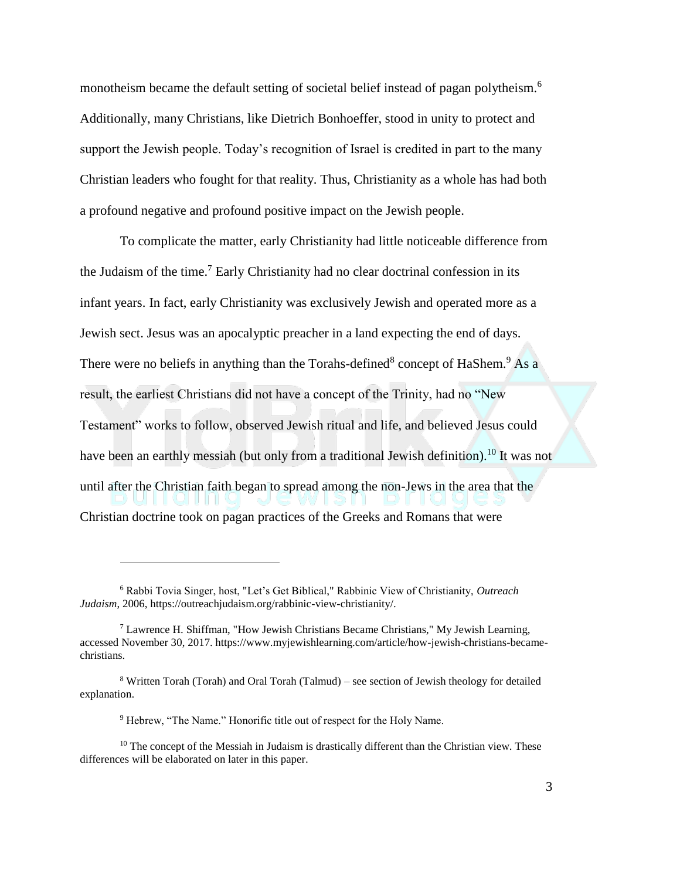monotheism became the default setting of societal belief instead of pagan polytheism.[6] Additionally, many Christians, like Dietrich Bonhoeffer, stood in unity to protect and support the Jewish people. Today's recognition of Israel is credited in part to the many Christian leaders who fought for that reality. Thus, Christianity as a whole has had both a profound negative and profound positive impact on the Jewish people.

To complicate the matter, early Christianity had little noticeable difference from the Judaism of the time.[7] Early Christianity had no clear doctrinal confession in its infant years. In fact, early Christianity was exclusively Jewish and operated more as a Jewish sect. Jesus was an apocalyptic preacher in a land expecting the end of days. There were no beliefs in anything than the Torahs-defined[8] concept of HaShem.[9] As a result, the earliest Christians did not have a concept of the Trinity, had no "New Testament" works to follow, observed Jewish ritual and life, and believed Jesus could have been an earthly messiah (but only from a traditional Jewish definition).[10] It was not until after the Christian faith began to spread among the non-Jews in the area that the Christian doctrine took on pagan practices of the Greeks and Romans that were

---

[6] Rabbi Tovia Singer, host, "Let's Get Biblical," Rabbinic View of Christianity, *Outreach Judaism*, 2006, https://outreachjudaism.org/rabbinic-view-christianity/.

[7] Lawrence H. Shiffman, "How Jewish Christians Became Christians," My Jewish Learning, accessed November 30, 2017. https://www.myjewishlearning.com/article/how-jewish-christians-became-christians.

[8] Written Torah (Torah) and Oral Torah (Talmud) – see section of Jewish theology for detailed explanation.

[9] Hebrew, "The Name." Honorific title out of respect for the Holy Name.

[10] The concept of the Messiah in Judaism is drastically different than the Christian view. These differences will be elaborated on later in this paper.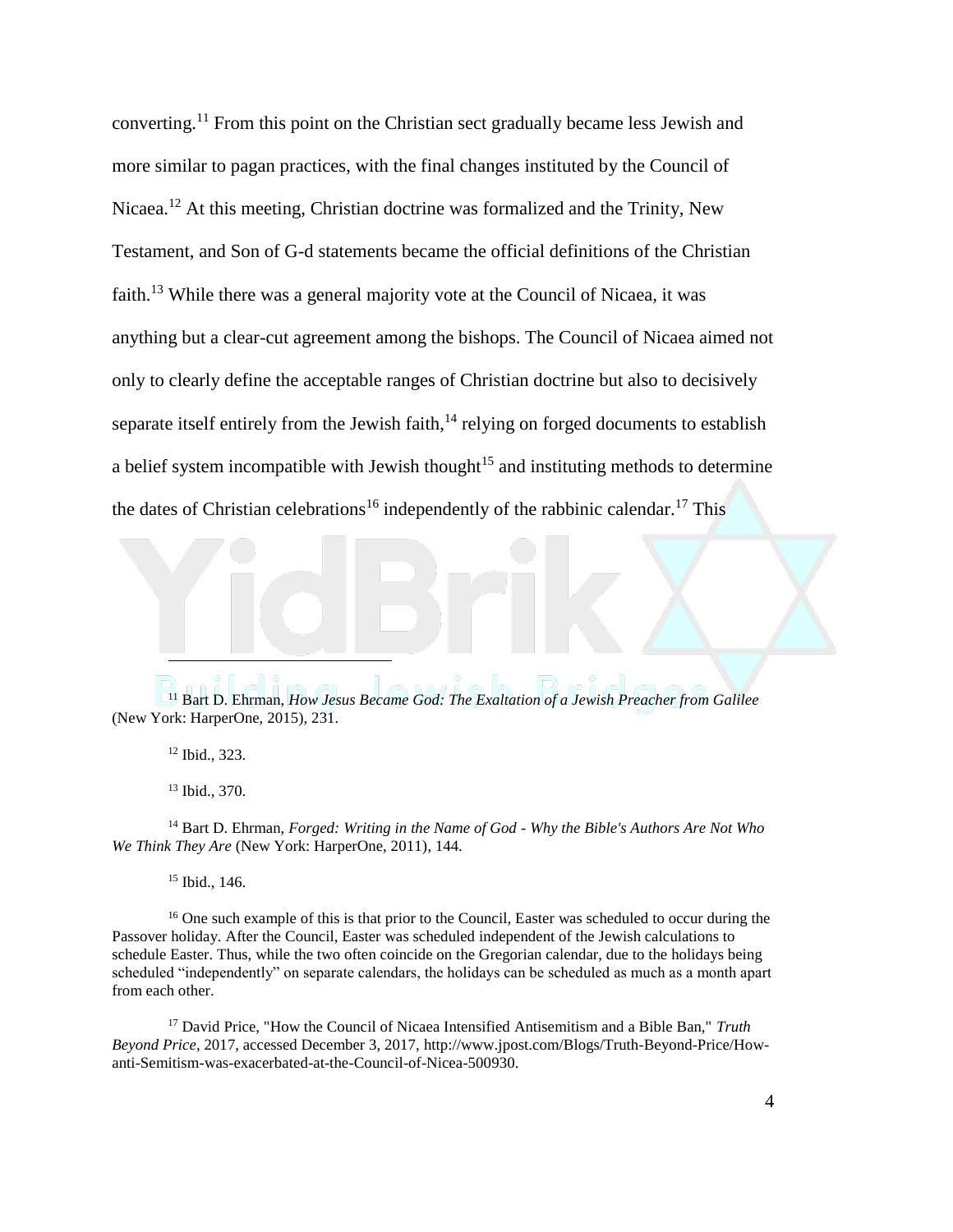converting.[11] From this point on the Christian sect gradually became less Jewish and more similar to pagan practices, with the final changes instituted by the Council of Nicaea.[12] At this meeting, Christian doctrine was formalized and the Trinity, New Testament, and Son of G-d statements became the official definitions of the Christian faith.[13] While there was a general majority vote at the Council of Nicaea, it was anything but a clear-cut agreement among the bishops. The Council of Nicaea aimed not only to clearly define the acceptable ranges of Christian doctrine but also to decisively separate itself entirely from the Jewish faith,[14] relying on forged documents to establish a belief system incompatible with Jewish thought[15] and instituting methods to determine the dates of Christian celebrations[16] independently of the rabbinic calendar.[17] This

---

[11] Bart D. Ehrman, *How Jesus Became God: The Exaltation of a Jewish Preacher from Galilee* (New York: HarperOne, 2015), 231.

[12] Ibid., 323.

[13] Ibid., 370.

[14] Bart D. Ehrman, *Forged: Writing in the Name of God - Why the Bible's Authors Are Not Who We Think They Are* (New York: HarperOne, 2011), 144.

[15] Ibid., 146.

[16] One such example of this is that prior to the Council, Easter was scheduled to occur during the Passover holiday. After the Council, Easter was scheduled independent of the Jewish calculations to schedule Easter. Thus, while the two often coincide on the Gregorian calendar, due to the holidays being scheduled "independently" on separate calendars, the holidays can be scheduled as much as a month apart from each other.

[17] David Price, "How the Council of Nicaea Intensified Antisemitism and a Bible Ban," *Truth Beyond Price*, 2017, accessed December 3, 2017, http://www.jpost.com/Blogs/Truth-Beyond-Price/How-anti-Semitism-was-exacerbated-at-the-Council-of-Nicea-500930.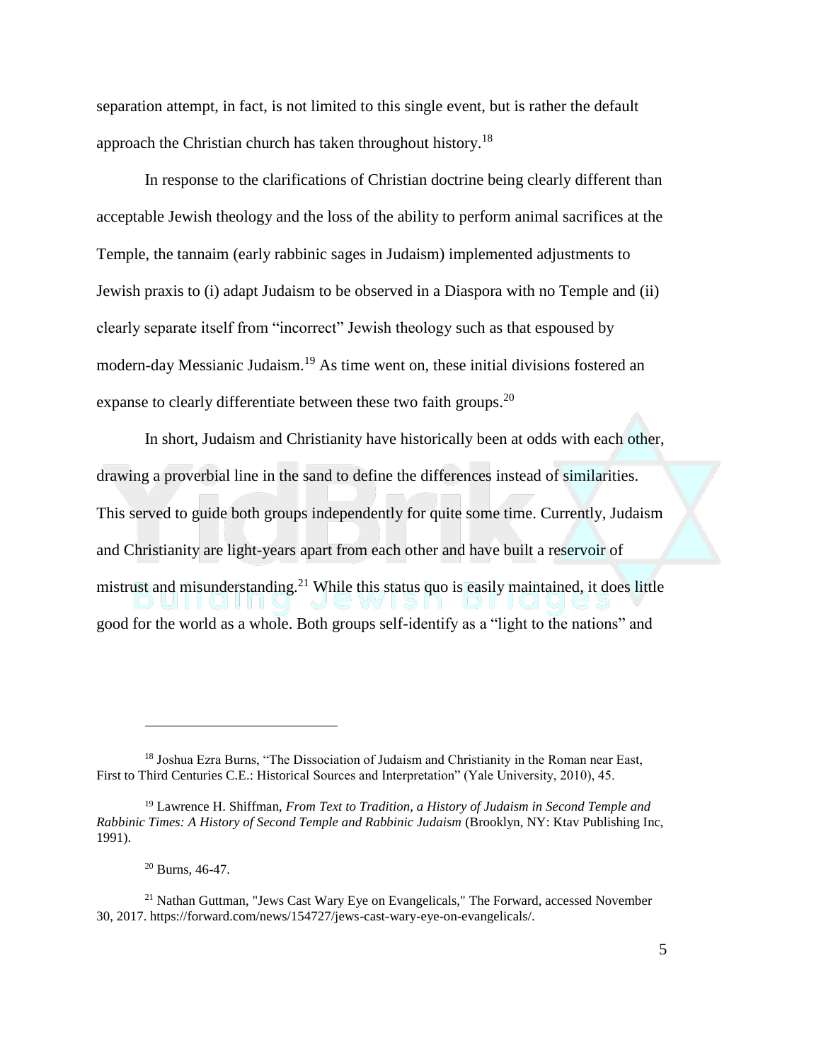separation attempt, in fact, is not limited to this single event, but is rather the default approach the Christian church has taken throughout history.[18]

In response to the clarifications of Christian doctrine being clearly different than acceptable Jewish theology and the loss of the ability to perform animal sacrifices at the Temple, the tannaim (early rabbinic sages in Judaism) implemented adjustments to Jewish praxis to (i) adapt Judaism to be observed in a Diaspora with no Temple and (ii) clearly separate itself from "incorrect" Jewish theology such as that espoused by modern-day Messianic Judaism.[19] As time went on, these initial divisions fostered an expanse to clearly differentiate between these two faith groups.[20]

In short, Judaism and Christianity have historically been at odds with each other, drawing a proverbial line in the sand to define the differences instead of similarities. This served to guide both groups independently for quite some time. Currently, Judaism and Christianity are light-years apart from each other and have built a reservoir of mistrust and misunderstanding.[21] While this status quo is easily maintained, it does little good for the world as a whole. Both groups self-identify as a "light to the nations" and

---

[18] Joshua Ezra Burns, "The Dissociation of Judaism and Christianity in the Roman near East, First to Third Centuries C.E.: Historical Sources and Interpretation" (Yale University, 2010), 45.

[19] Lawrence H. Shiffman, *From Text to Tradition, a History of Judaism in Second Temple and Rabbinic Times: A History of Second Temple and Rabbinic Judaism* (Brooklyn, NY: Ktav Publishing Inc, 1991).

[20] Burns, 46-47.

[21] Nathan Guttman, "Jews Cast Wary Eye on Evangelicals," The Forward, accessed November 30, 2017. https://forward.com/news/154727/jews-cast-wary-eye-on-evangelicals/.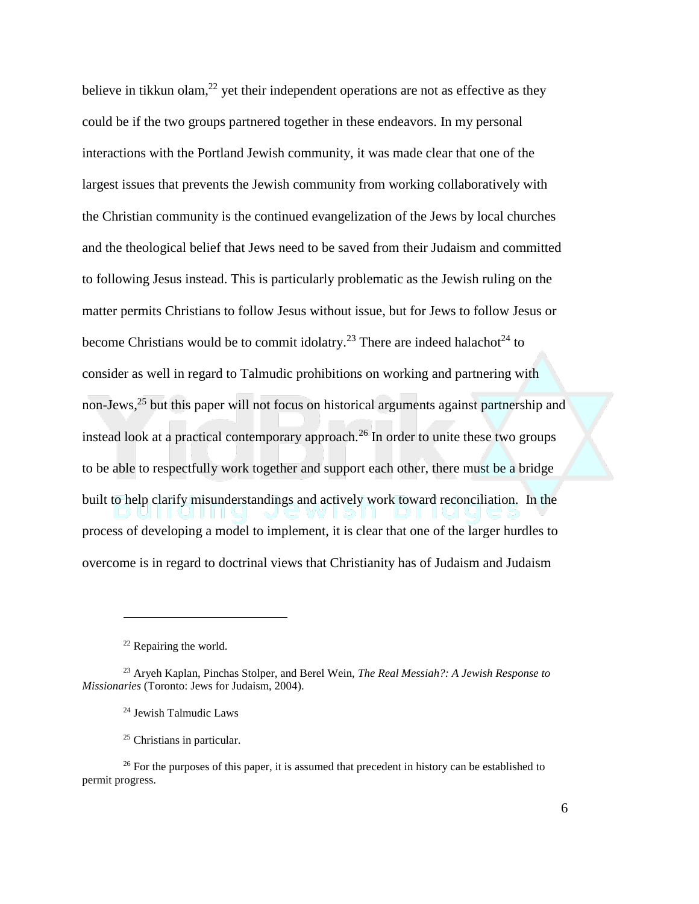believe in tikkun olam,[22] yet their independent operations are not as effective as they could be if the two groups partnered together in these endeavors. In my personal interactions with the Portland Jewish community, it was made clear that one of the largest issues that prevents the Jewish community from working collaboratively with the Christian community is the continued evangelization of the Jews by local churches and the theological belief that Jews need to be saved from their Judaism and committed to following Jesus instead. This is particularly problematic as the Jewish ruling on the matter permits Christians to follow Jesus without issue, but for Jews to follow Jesus or become Christians would be to commit idolatry.[23] There are indeed halachot[24] to consider as well in regard to Talmudic prohibitions on working and partnering with non-Jews,[25] but this paper will not focus on historical arguments against partnership and instead look at a practical contemporary approach.[26] In order to unite these two groups to be able to respectfully work together and support each other, there must be a bridge built to help clarify misunderstandings and actively work toward reconciliation. In the process of developing a model to implement, it is clear that one of the larger hurdles to overcome is in regard to doctrinal views that Christianity has of Judaism and Judaism

---

[22] Repairing the world.

[23] Aryeh Kaplan, Pinchas Stolper, and Berel Wein, *The Real Messiah?: A Jewish Response to Missionaries* (Toronto: Jews for Judaism, 2004).

[24] Jewish Talmudic Laws

[25] Christians in particular.

[26] For the purposes of this paper, it is assumed that precedent in history can be established to permit progress.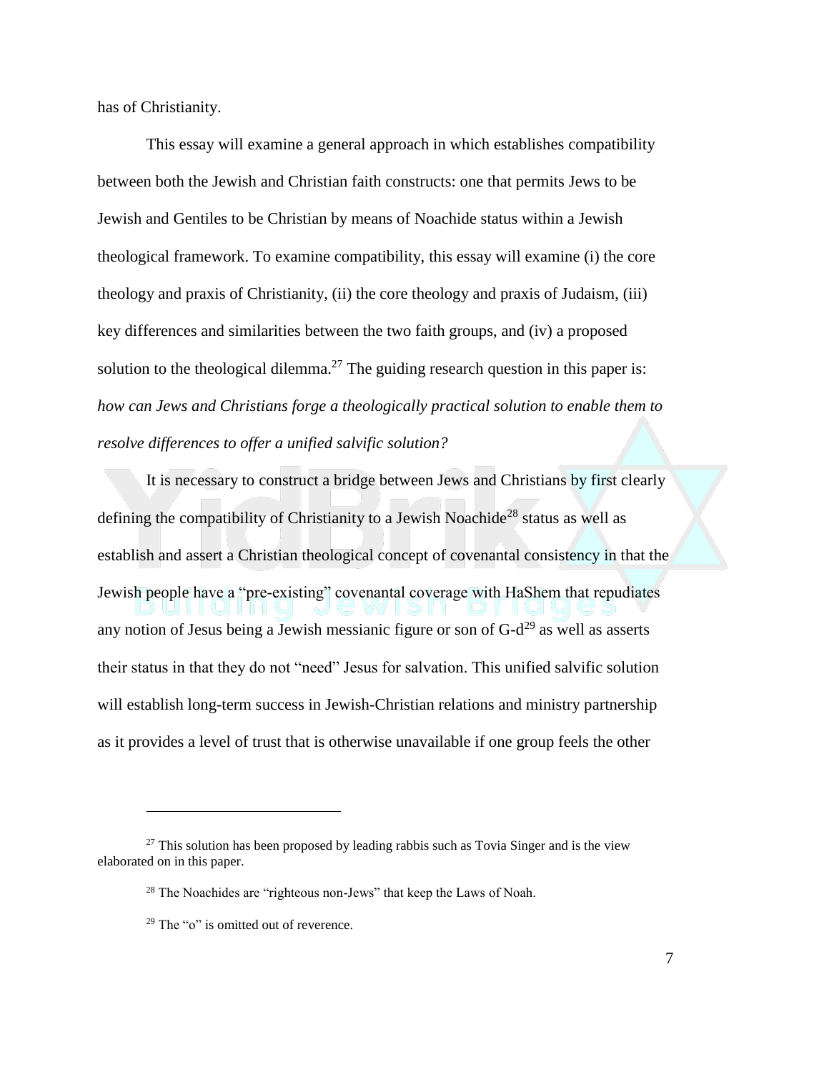has of Christianity.

This essay will examine a general approach in which establishes compatibility between both the Jewish and Christian faith constructs: one that permits Jews to be Jewish and Gentiles to be Christian by means of Noachide status within a Jewish theological framework. To examine compatibility, this essay will examine (i) the core theology and praxis of Christianity, (ii) the core theology and praxis of Judaism, (iii) key differences and similarities between the two faith groups, and (iv) a proposed solution to the theological dilemma.[27] The guiding research question in this paper is: *how can Jews and Christians forge a theologically practical solution to enable them to resolve differences to offer a unified salvific solution?*

It is necessary to construct a bridge between Jews and Christians by first clearly defining the compatibility of Christianity to a Jewish Noachide[28] status as well as establish and assert a Christian theological concept of covenantal consistency in that the Jewish people have a "pre-existing" covenantal coverage with HaShem that repudiates any notion of Jesus being a Jewish messianic figure or son of G-d[29] as well as asserts their status in that they do not "need" Jesus for salvation. This unified salvific solution will establish long-term success in Jewish-Christian relations and ministry partnership as it provides a level of trust that is otherwise unavailable if one group feels the other

---

[27] This solution has been proposed by leading rabbis such as Tovia Singer and is the view elaborated on in this paper.

[28] The Noachides are "righteous non-Jews" that keep the Laws of Noah.

[29] The "o" is omitted out of reverence.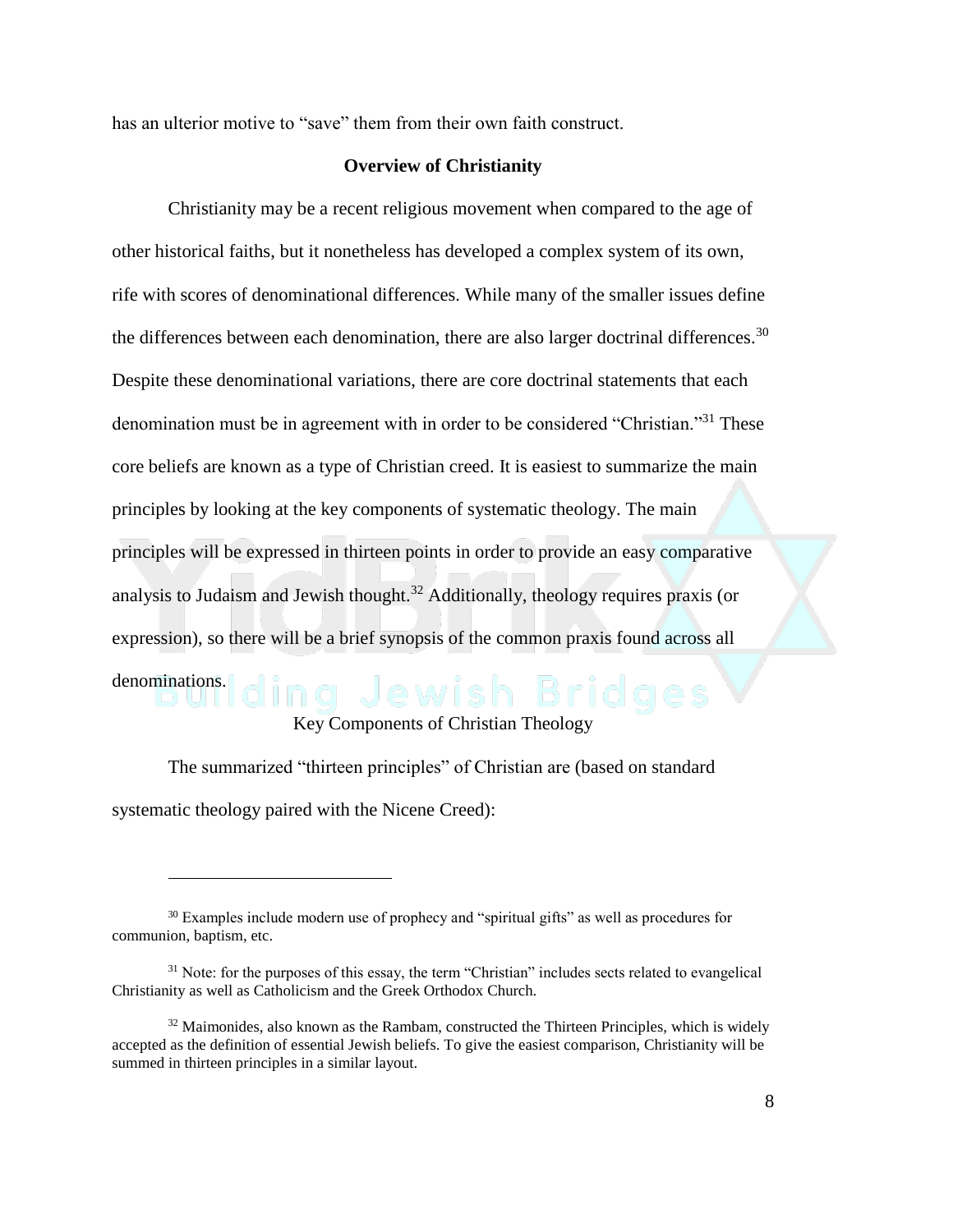has an ulterior motive to "save" them from their own faith construct.

## Overview of Christianity

Christianity may be a recent religious movement when compared to the age of other historical faiths, but it nonetheless has developed a complex system of its own, rife with scores of denominational differences. While many of the smaller issues define the differences between each denomination, there are also larger doctrinal differences.[30] Despite these denominational variations, there are core doctrinal statements that each denomination must be in agreement with in order to be considered "Christian."[31] These core beliefs are known as a type of Christian creed. It is easiest to summarize the main principles by looking at the key components of systematic theology. The main principles will be expressed in thirteen points in order to provide an easy comparative analysis to Judaism and Jewish thought.[32] Additionally, theology requires praxis (or expression), so there will be a brief synopsis of the common praxis found across all denominations.

### Key Components of Christian Theology

The summarized "thirteen principles" of Christian are (based on standard systematic theology paired with the Nicene Creed):

---

[30] Examples include modern use of prophecy and "spiritual gifts" as well as procedures for communion, baptism, etc.

[31] Note: for the purposes of this essay, the term "Christian" includes sects related to evangelical Christianity as well as Catholicism and the Greek Orthodox Church.

[32] Maimonides, also known as the Rambam, constructed the Thirteen Principles, which is widely accepted as the definition of essential Jewish beliefs. To give the easiest comparison, Christianity will be summed in thirteen principles in a similar layout.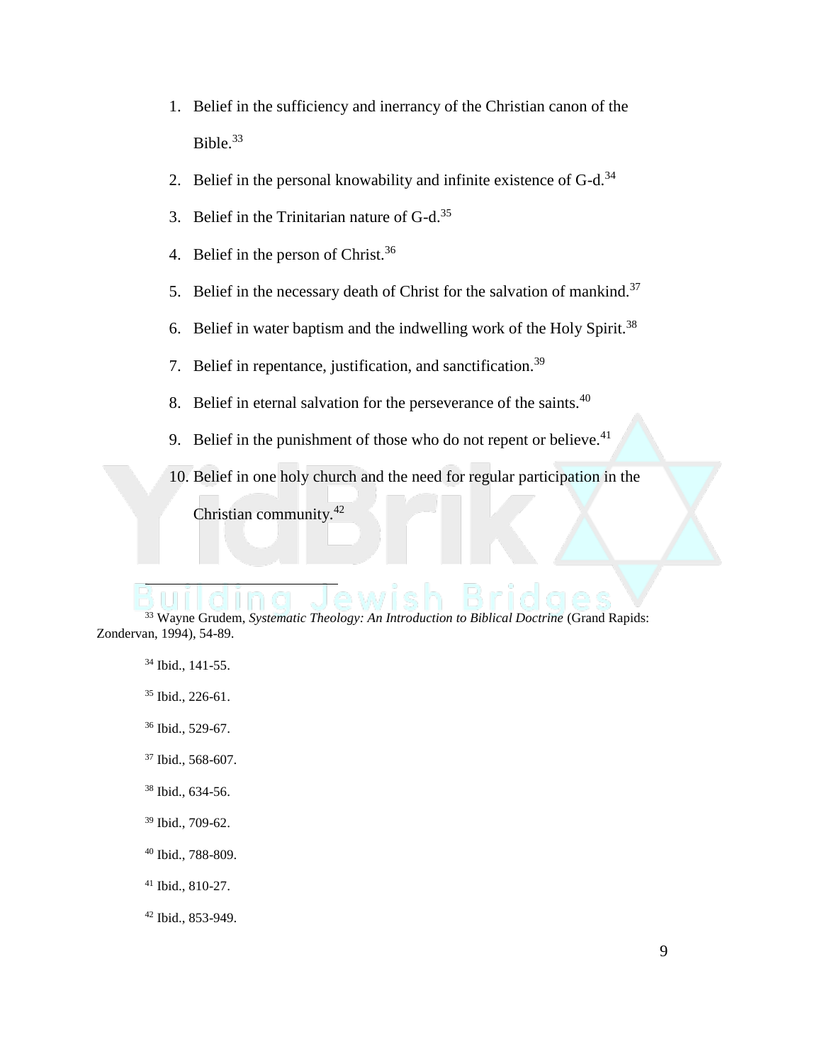1. Belief in the sufficiency and inerrancy of the Christian canon of the Bible.[33]
2. Belief in the personal knowability and infinite existence of G-d.[34]
3. Belief in the Trinitarian nature of G-d.[35]
4. Belief in the person of Christ.[36]
5. Belief in the necessary death of Christ for the salvation of mankind.[37]
6. Belief in water baptism and the indwelling work of the Holy Spirit.[38]
7. Belief in repentance, justification, and sanctification.[39]
8. Belief in eternal salvation for the perseverance of the saints.[40]
9. Belief in the punishment of those who do not repent or believe.[41]
10. Belief in one holy church and the need for regular participation in the Christian community.[42]

---

[33] Wayne Grudem, *Systematic Theology: An Introduction to Biblical Doctrine* (Grand Rapids: Zondervan, 1994), 54-89.

[34] Ibid., 141-55.

[35] Ibid., 226-61.

[36] Ibid., 529-67.

[37] Ibid., 568-607.

[38] Ibid., 634-56.

[39] Ibid., 709-62.

[40] Ibid., 788-809.

[41] Ibid., 810-27.

[42] Ibid., 853-949.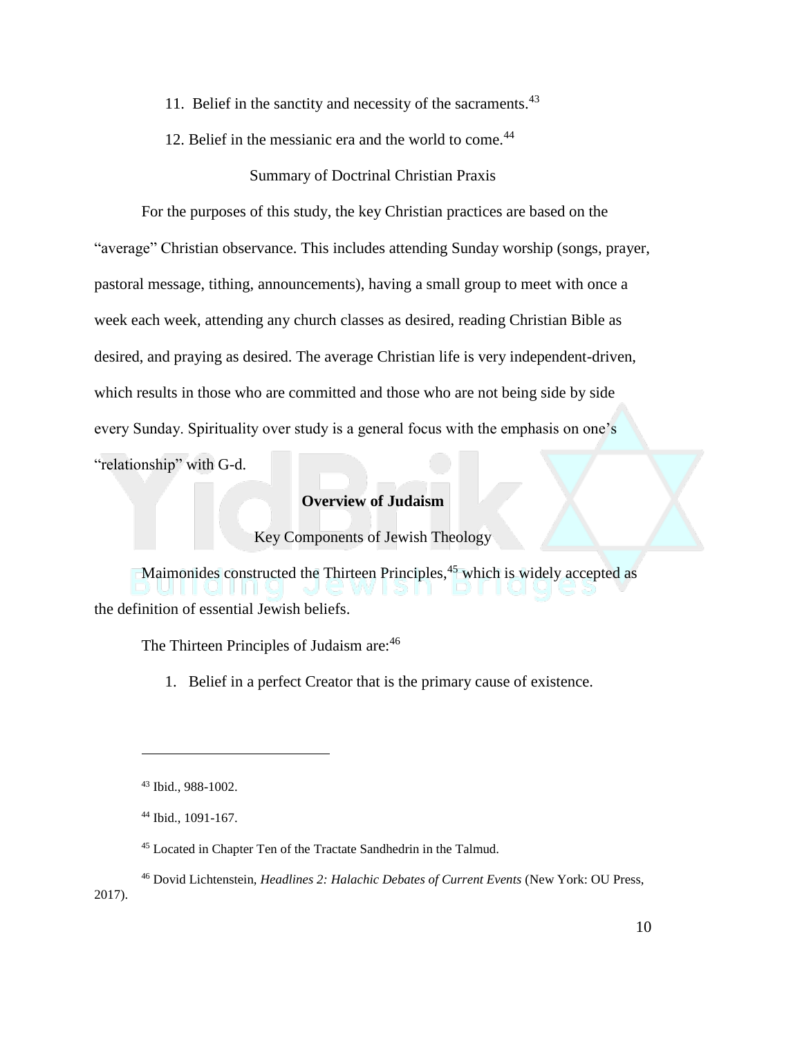11. Belief in the sanctity and necessity of the sacraments.[43]

12. Belief in the messianic era and the world to come.[44]

### Summary of Doctrinal Christian Praxis

For the purposes of this study, the key Christian practices are based on the "average" Christian observance. This includes attending Sunday worship (songs, prayer, pastoral message, tithing, announcements), having a small group to meet with once a week each week, attending any church classes as desired, reading Christian Bible as desired, and praying as desired. The average Christian life is very independent-driven, which results in those who are committed and those who are not being side by side every Sunday. Spirituality over study is a general focus with the emphasis on one's "relationship" with G-d.

## Overview of Judaism

### Key Components of Jewish Theology

Maimonides constructed the Thirteen Principles,[45] which is widely accepted as the definition of essential Jewish beliefs.

The Thirteen Principles of Judaism are:[46]

1. Belief in a perfect Creator that is the primary cause of existence.

---

[43] Ibid., 988-1002.

[44] Ibid., 1091-167.

[45] Located in Chapter Ten of the Tractate Sandhedrin in the Talmud.

[46] Dovid Lichtenstein, *Headlines 2: Halachic Debates of Current Events* (New York: OU Press, 2017).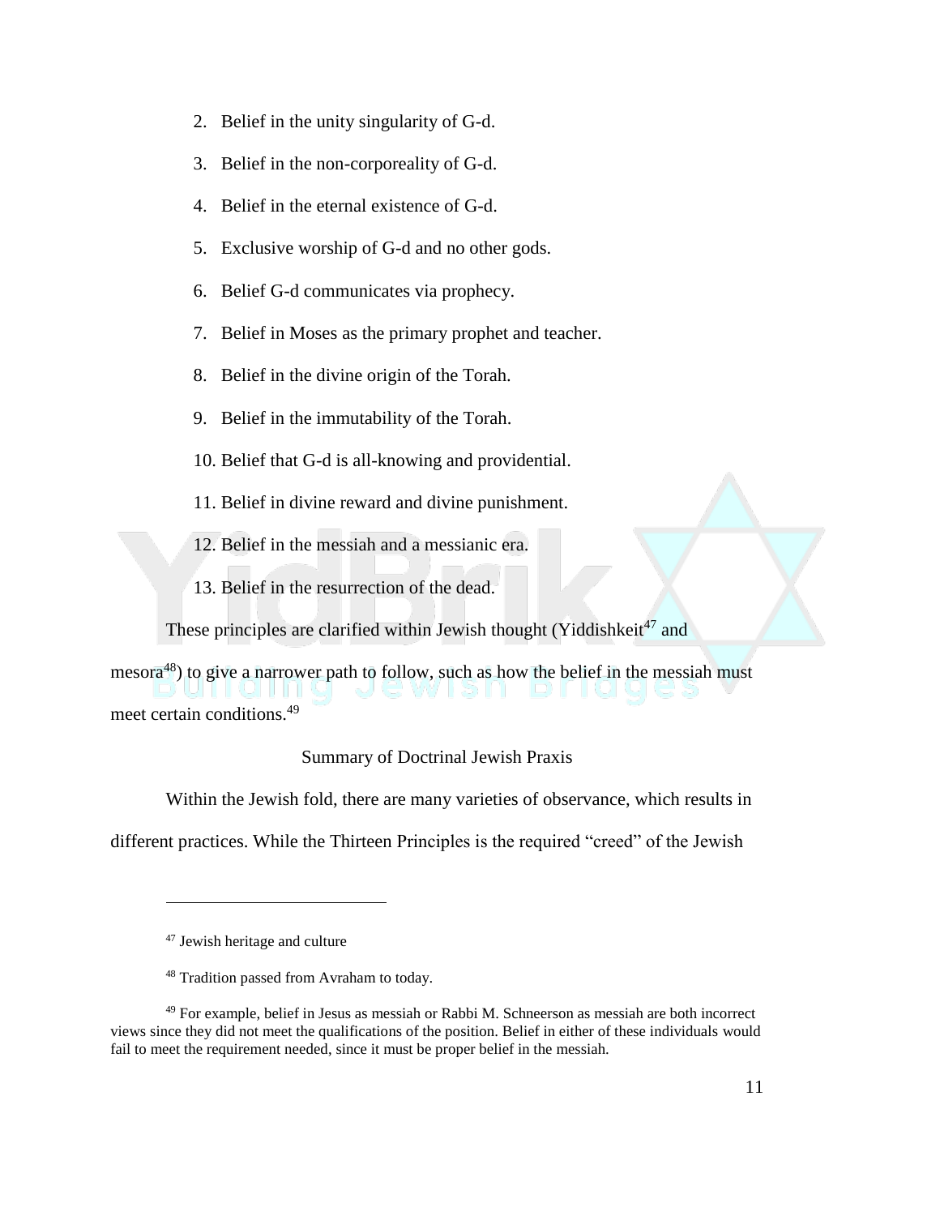2. Belief in the unity singularity of G-d.
3. Belief in the non-corporeality of G-d.
4. Belief in the eternal existence of G-d.
5. Exclusive worship of G-d and no other gods.
6. Belief G-d communicates via prophecy.
7. Belief in Moses as the primary prophet and teacher.
8. Belief in the divine origin of the Torah.
9. Belief in the immutability of the Torah.
10. Belief that G-d is all-knowing and providential.
11. Belief in divine reward and divine punishment.
12. Belief in the messiah and a messianic era.
13. Belief in the resurrection of the dead.

These principles are clarified within Jewish thought (Yiddishkeit[47] and mesora[48]) to give a narrower path to follow, such as how the belief in the messiah must meet certain conditions.[49]

Summary of Doctrinal Jewish Praxis

Within the Jewish fold, there are many varieties of observance, which results in different practices. While the Thirteen Principles is the required "creed" of the Jewish

---

[47] Jewish heritage and culture

[48] Tradition passed from Avraham to today.

[49] For example, belief in Jesus as messiah or Rabbi M. Schneerson as messiah are both incorrect views since they did not meet the qualifications of the position. Belief in either of these individuals would fail to meet the requirement needed, since it must be proper belief in the messiah.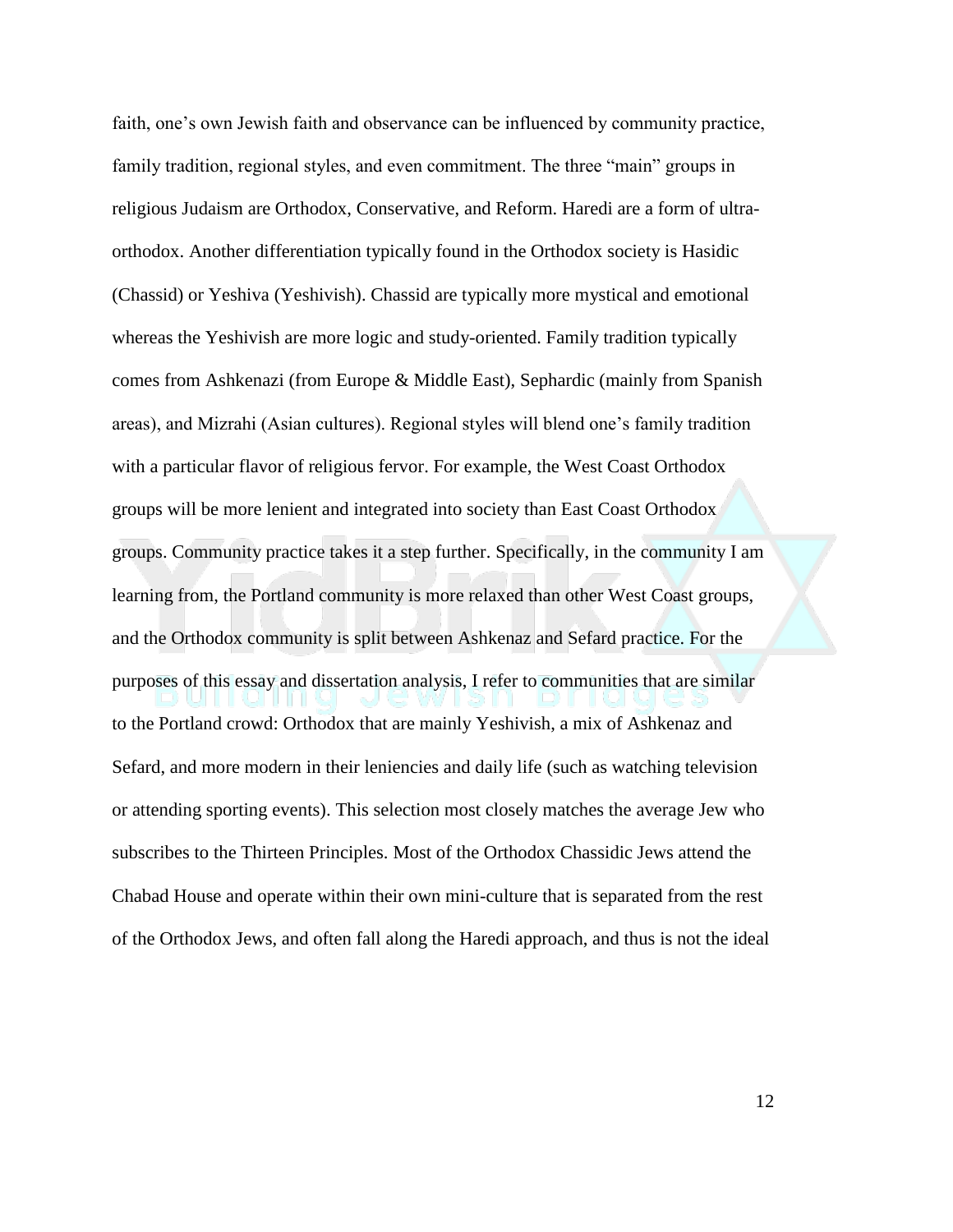faith, one's own Jewish faith and observance can be influenced by community practice, family tradition, regional styles, and even commitment. The three "main" groups in religious Judaism are Orthodox, Conservative, and Reform. Haredi are a form of ultra-orthodox. Another differentiation typically found in the Orthodox society is Hasidic (Chassid) or Yeshiva (Yeshivish). Chassid are typically more mystical and emotional whereas the Yeshivish are more logic and study-oriented. Family tradition typically comes from Ashkenazi (from Europe & Middle East), Sephardic (mainly from Spanish areas), and Mizrahi (Asian cultures). Regional styles will blend one's family tradition with a particular flavor of religious fervor. For example, the West Coast Orthodox groups will be more lenient and integrated into society than East Coast Orthodox groups. Community practice takes it a step further. Specifically, in the community I am learning from, the Portland community is more relaxed than other West Coast groups, and the Orthodox community is split between Ashkenaz and Sefard practice. For the purposes of this essay and dissertation analysis, I refer to communities that are similar to the Portland crowd: Orthodox that are mainly Yeshivish, a mix of Ashkenaz and Sefard, and more modern in their leniencies and daily life (such as watching television or attending sporting events). This selection most closely matches the average Jew who subscribes to the Thirteen Principles. Most of the Orthodox Chassidic Jews attend the Chabad House and operate within their own mini-culture that is separated from the rest of the Orthodox Jews, and often fall along the Haredi approach, and thus is not the ideal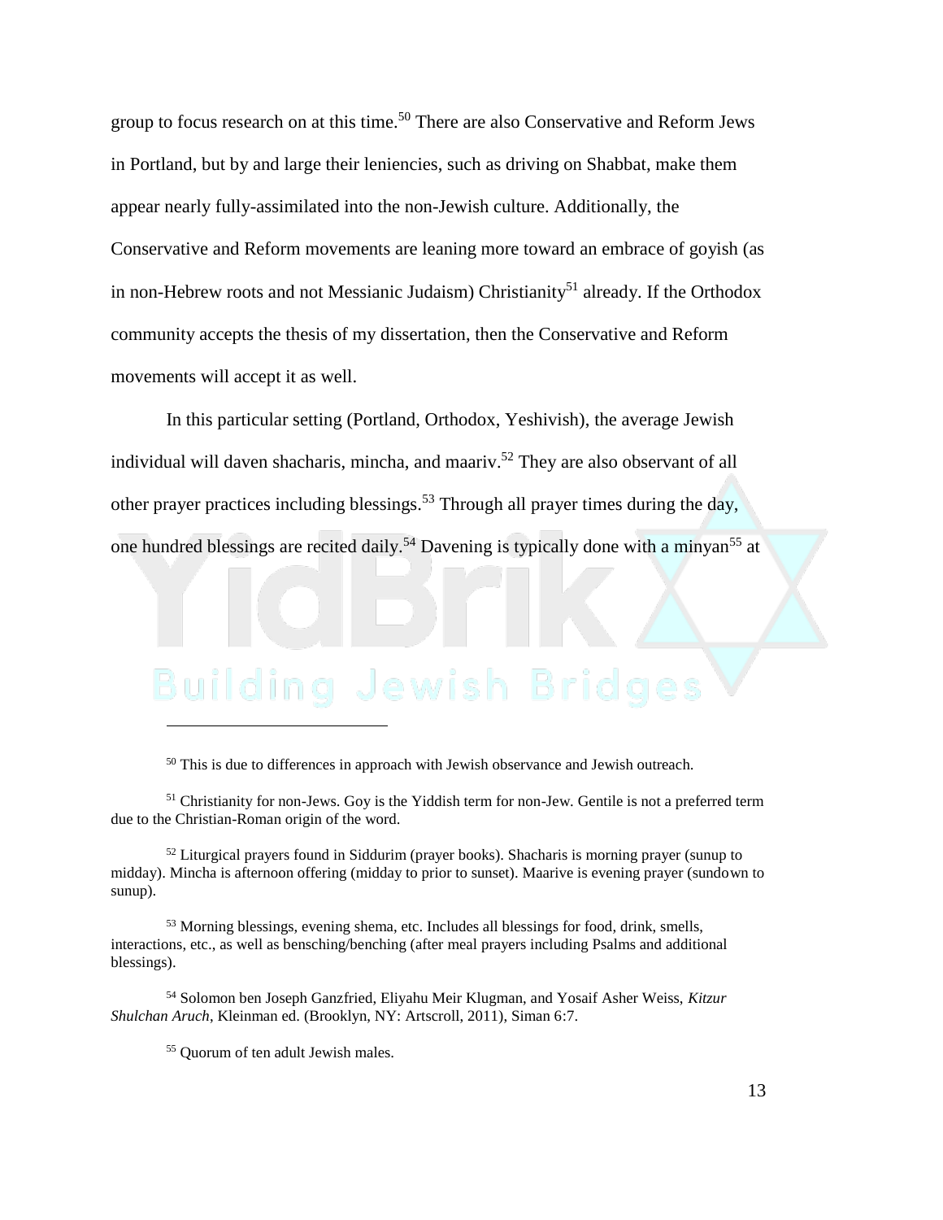group to focus research on at this time.[50] There are also Conservative and Reform Jews in Portland, but by and large their leniencies, such as driving on Shabbat, make them appear nearly fully-assimilated into the non-Jewish culture. Additionally, the Conservative and Reform movements are leaning more toward an embrace of goyish (as in non-Hebrew roots and not Messianic Judaism) Christianity[51] already. If the Orthodox community accepts the thesis of my dissertation, then the Conservative and Reform movements will accept it as well.

In this particular setting (Portland, Orthodox, Yeshivish), the average Jewish individual will daven shacharis, mincha, and maariv.[52] They are also observant of all other prayer practices including blessings.[53] Through all prayer times during the day, one hundred blessings are recited daily.[54] Davening is typically done with a minyan[55] at

---

[50] This is due to differences in approach with Jewish observance and Jewish outreach.

[51] Christianity for non-Jews. Goy is the Yiddish term for non-Jew. Gentile is not a preferred term due to the Christian-Roman origin of the word.

[52] Liturgical prayers found in Siddurim (prayer books). Shacharis is morning prayer (sunup to midday). Mincha is afternoon offering (midday to prior to sunset). Maarive is evening prayer (sundown to sunup).

[53] Morning blessings, evening shema, etc. Includes all blessings for food, drink, smells, interactions, etc., as well as bensching/benching (after meal prayers including Psalms and additional blessings).

[54] Solomon ben Joseph Ganzfried, Eliyahu Meir Klugman, and Yosaif Asher Weiss, *Kitzur Shulchan Aruch*, Kleinman ed. (Brooklyn, NY: Artscroll, 2011), Siman 6:7.

[55] Quorum of ten adult Jewish males.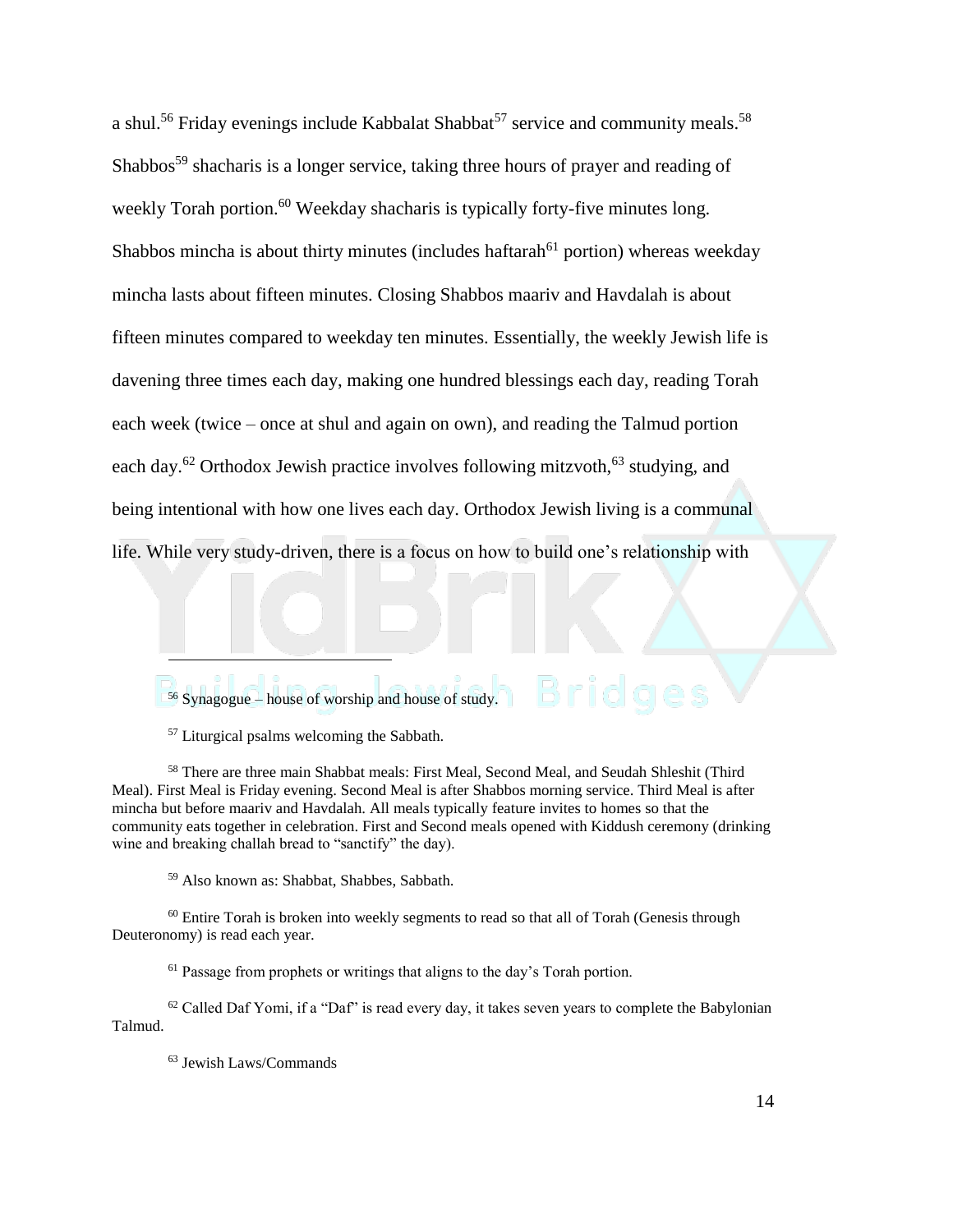a shul.[56] Friday evenings include Kabbalat Shabbat[57] service and community meals.[58] Shabbos[59] shacharis is a longer service, taking three hours of prayer and reading of weekly Torah portion.[60] Weekday shacharis is typically forty-five minutes long. Shabbos mincha is about thirty minutes (includes haftarah[61] portion) whereas weekday mincha lasts about fifteen minutes. Closing Shabbos maariv and Havdalah is about fifteen minutes compared to weekday ten minutes. Essentially, the weekly Jewish life is davening three times each day, making one hundred blessings each day, reading Torah each week (twice – once at shul and again on own), and reading the Talmud portion each day.[62] Orthodox Jewish practice involves following mitzvoth,[63] studying, and being intentional with how one lives each day. Orthodox Jewish living is a communal life. While very study-driven, there is a focus on how to build one's relationship with

---

[56] Synagogue – house of worship and house of study.

[57] Liturgical psalms welcoming the Sabbath.

[58] There are three main Shabbat meals: First Meal, Second Meal, and Seudah Shleshit (Third Meal). First Meal is Friday evening. Second Meal is after Shabbos morning service. Third Meal is after mincha but before maariv and Havdalah. All meals typically feature invites to homes so that the community eats together in celebration. First and Second meals opened with Kiddush ceremony (drinking wine and breaking challah bread to "sanctify" the day).

[59] Also known as: Shabbat, Shabbes, Sabbath.

[60] Entire Torah is broken into weekly segments to read so that all of Torah (Genesis through Deuteronomy) is read each year.

[61] Passage from prophets or writings that aligns to the day's Torah portion.

[62] Called Daf Yomi, if a "Daf" is read every day, it takes seven years to complete the Babylonian Talmud.

[63] Jewish Laws/Commands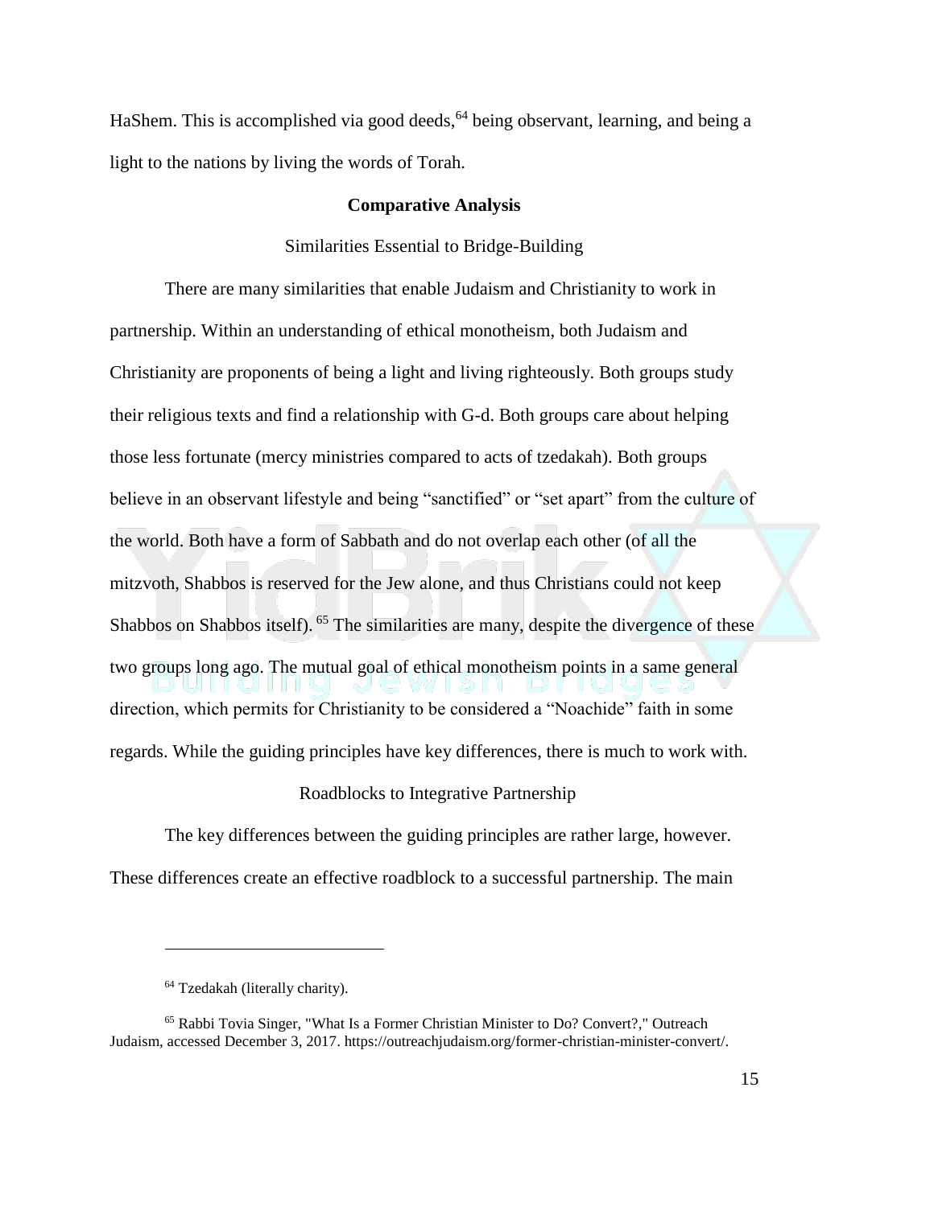HaShem. This is accomplished via good deeds,[64] being observant, learning, and being a light to the nations by living the words of Torah.

## Comparative Analysis

### Similarities Essential to Bridge-Building

There are many similarities that enable Judaism and Christianity to work in partnership. Within an understanding of ethical monotheism, both Judaism and Christianity are proponents of being a light and living righteously. Both groups study their religious texts and find a relationship with G-d. Both groups care about helping those less fortunate (mercy ministries compared to acts of tzedakah). Both groups believe in an observant lifestyle and being "sanctified" or "set apart" from the culture of the world. Both have a form of Sabbath and do not overlap each other (of all the mitzvoth, Shabbos is reserved for the Jew alone, and thus Christians could not keep Shabbos on Shabbos itself). [65] The similarities are many, despite the divergence of these two groups long ago. The mutual goal of ethical monotheism points in a same general direction, which permits for Christianity to be considered a "Noachide" faith in some regards. While the guiding principles have key differences, there is much to work with.

### Roadblocks to Integrative Partnership

The key differences between the guiding principles are rather large, however. These differences create an effective roadblock to a successful partnership. The main

---

[64] Tzedakah (literally charity).

[65] Rabbi Tovia Singer, "What Is a Former Christian Minister to Do? Convert?," Outreach Judaism, accessed December 3, 2017. https://outreachjudaism.org/former-christian-minister-convert/.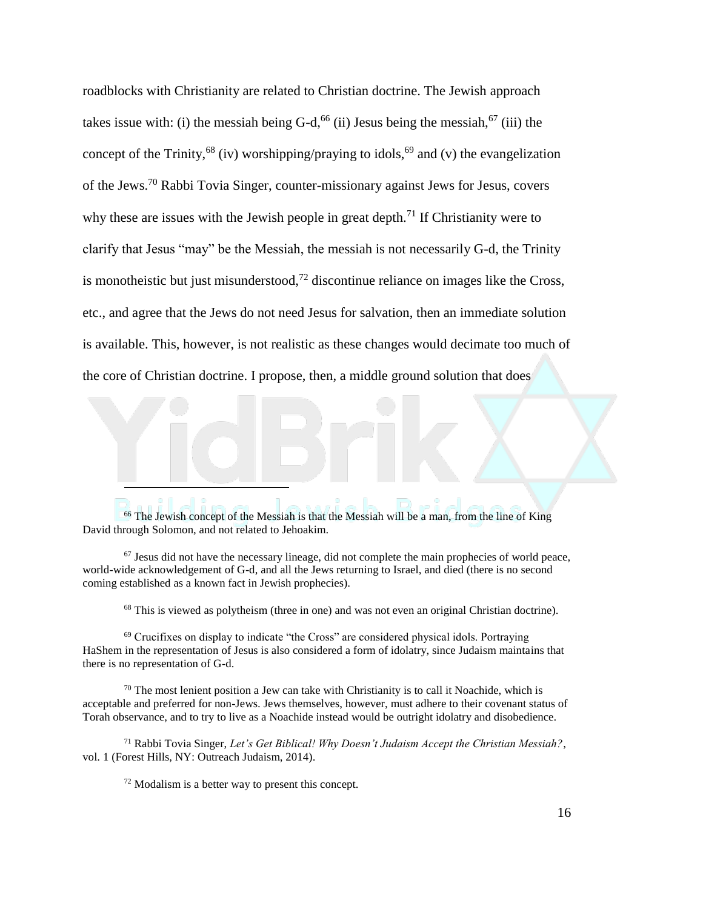roadblocks with Christianity are related to Christian doctrine. The Jewish approach takes issue with: (i) the messiah being G-d,[66] (ii) Jesus being the messiah,[67] (iii) the concept of the Trinity,[68] (iv) worshipping/praying to idols,[69] and (v) the evangelization of the Jews.[70] Rabbi Tovia Singer, counter-missionary against Jews for Jesus, covers why these are issues with the Jewish people in great depth.[71] If Christianity were to clarify that Jesus "may" be the Messiah, the messiah is not necessarily G-d, the Trinity is monotheistic but just misunderstood,[72] discontinue reliance on images like the Cross, etc., and agree that the Jews do not need Jesus for salvation, then an immediate solution is available. This, however, is not realistic as these changes would decimate too much of the core of Christian doctrine. I propose, then, a middle ground solution that does

---

[66] The Jewish concept of the Messiah is that the Messiah will be a man, from the line of King David through Solomon, and not related to Jehoakim.

[67] Jesus did not have the necessary lineage, did not complete the main prophecies of world peace, world-wide acknowledgement of G-d, and all the Jews returning to Israel, and died (there is no second coming established as a known fact in Jewish prophecies).

[68] This is viewed as polytheism (three in one) and was not even an original Christian doctrine).

[69] Crucifixes on display to indicate "the Cross" are considered physical idols. Portraying HaShem in the representation of Jesus is also considered a form of idolatry, since Judaism maintains that there is no representation of G-d.

[70] The most lenient position a Jew can take with Christianity is to call it Noachide, which is acceptable and preferred for non-Jews. Jews themselves, however, must adhere to their covenant status of Torah observance, and to try to live as a Noachide instead would be outright idolatry and disobedience.

[71] Rabbi Tovia Singer, *Let's Get Biblical! Why Doesn't Judaism Accept the Christian Messiah?*, vol. 1 (Forest Hills, NY: Outreach Judaism, 2014).

[72] Modalism is a better way to present this concept.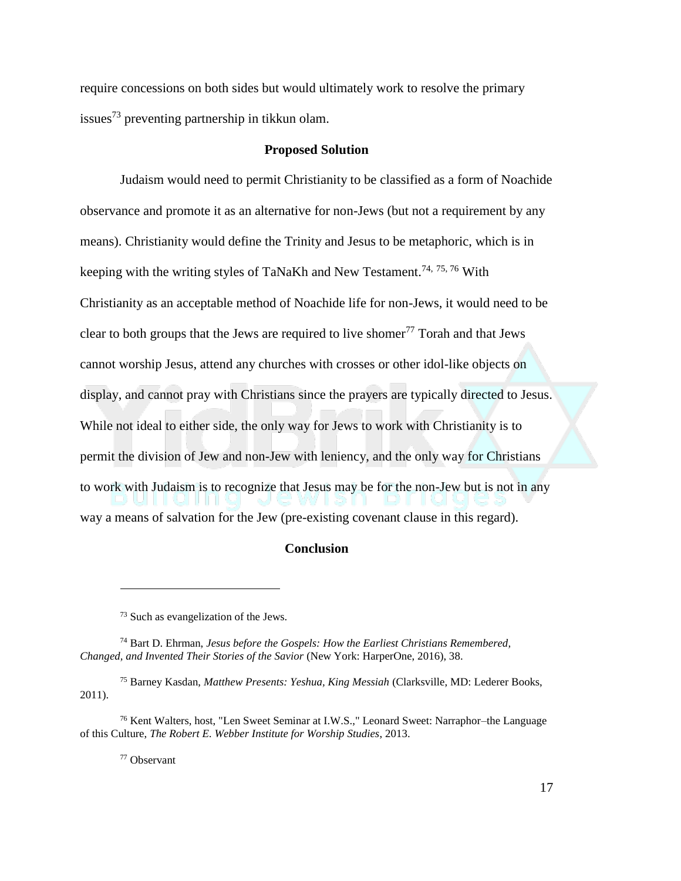require concessions on both sides but would ultimately work to resolve the primary issues[73] preventing partnership in tikkun olam.

## Proposed Solution

Judaism would need to permit Christianity to be classified as a form of Noachide observance and promote it as an alternative for non-Jews (but not a requirement by any means). Christianity would define the Trinity and Jesus to be metaphoric, which is in keeping with the writing styles of TaNaKh and New Testament.[74, 75, 76] With Christianity as an acceptable method of Noachide life for non-Jews, it would need to be clear to both groups that the Jews are required to live shomer[77] Torah and that Jews cannot worship Jesus, attend any churches with crosses or other idol-like objects on display, and cannot pray with Christians since the prayers are typically directed to Jesus. While not ideal to either side, the only way for Jews to work with Christianity is to permit the division of Jew and non-Jew with leniency, and the only way for Christians to work with Judaism is to recognize that Jesus may be for the non-Jew but is not in any way a means of salvation for the Jew (pre-existing covenant clause in this regard).

## Conclusion

---

[73] Such as evangelization of the Jews.

[74] Bart D. Ehrman, *Jesus before the Gospels: How the Earliest Christians Remembered, Changed, and Invented Their Stories of the Savior* (New York: HarperOne, 2016), 38.

[75] Barney Kasdan, *Matthew Presents: Yeshua, King Messiah* (Clarksville, MD: Lederer Books, 2011).

[76] Kent Walters, host, "Len Sweet Seminar at I.W.S.," Leonard Sweet: Narraphor–the Language of this Culture, *The Robert E. Webber Institute for Worship Studies*, 2013.

[77] Observant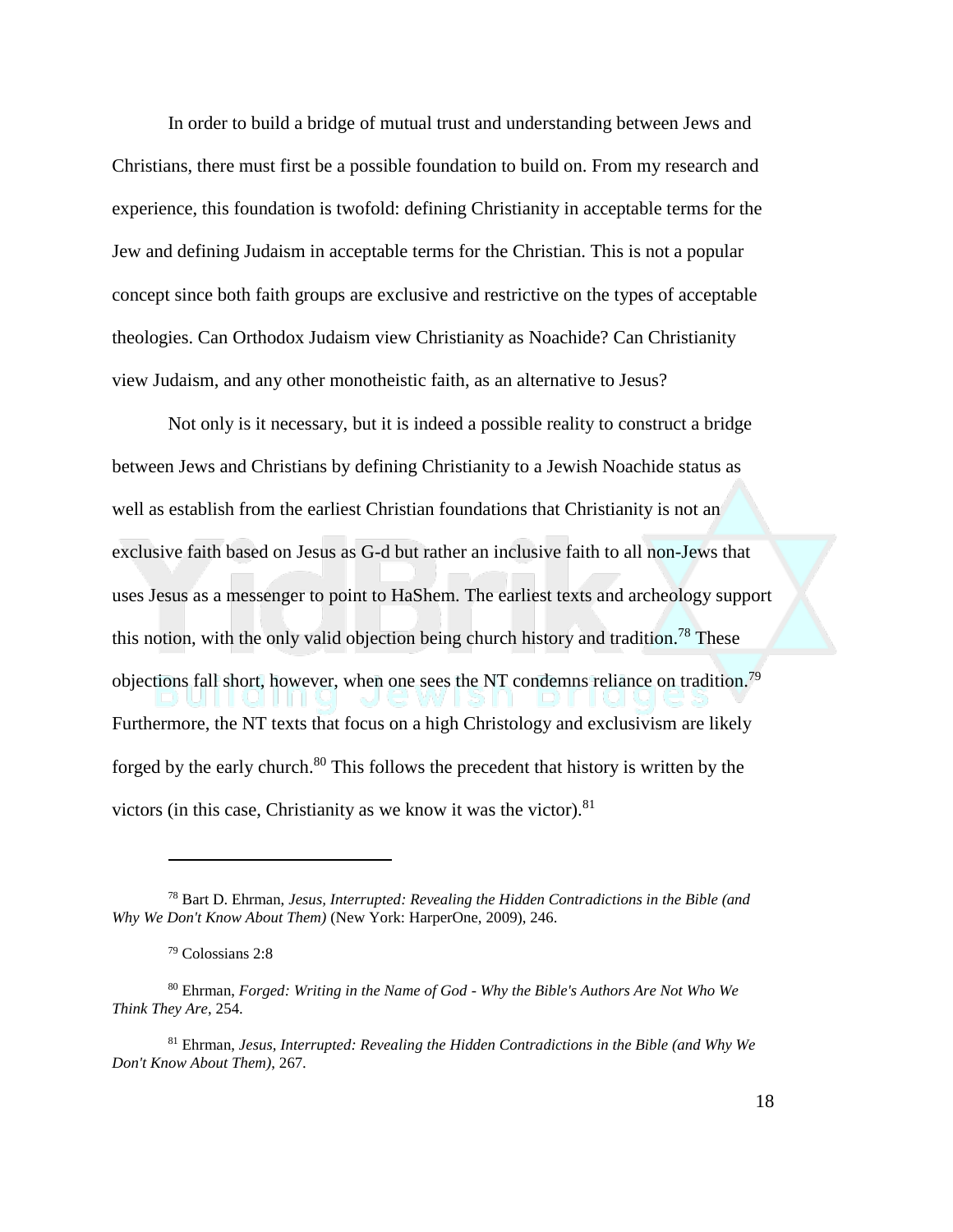In order to build a bridge of mutual trust and understanding between Jews and Christians, there must first be a possible foundation to build on. From my research and experience, this foundation is twofold: defining Christianity in acceptable terms for the Jew and defining Judaism in acceptable terms for the Christian. This is not a popular concept since both faith groups are exclusive and restrictive on the types of acceptable theologies. Can Orthodox Judaism view Christianity as Noachide? Can Christianity view Judaism, and any other monotheistic faith, as an alternative to Jesus?

Not only is it necessary, but it is indeed a possible reality to construct a bridge between Jews and Christians by defining Christianity to a Jewish Noachide status as well as establish from the earliest Christian foundations that Christianity is not an exclusive faith based on Jesus as G-d but rather an inclusive faith to all non-Jews that uses Jesus as a messenger to point to HaShem. The earliest texts and archeology support this notion, with the only valid objection being church history and tradition.[78] These objections fall short, however, when one sees the NT condemns reliance on tradition.[79] Furthermore, the NT texts that focus on a high Christology and exclusivism are likely forged by the early church.[80] This follows the precedent that history is written by the victors (in this case, Christianity as we know it was the victor).[81]

---

[78] Bart D. Ehrman, *Jesus, Interrupted: Revealing the Hidden Contradictions in the Bible (and Why We Don't Know About Them)* (New York: HarperOne, 2009), 246.

[79] Colossians 2:8

[80] Ehrman, *Forged: Writing in the Name of God - Why the Bible's Authors Are Not Who We Think They Are*, 254.

[81] Ehrman, *Jesus, Interrupted: Revealing the Hidden Contradictions in the Bible (and Why We Don't Know About Them)*, 267.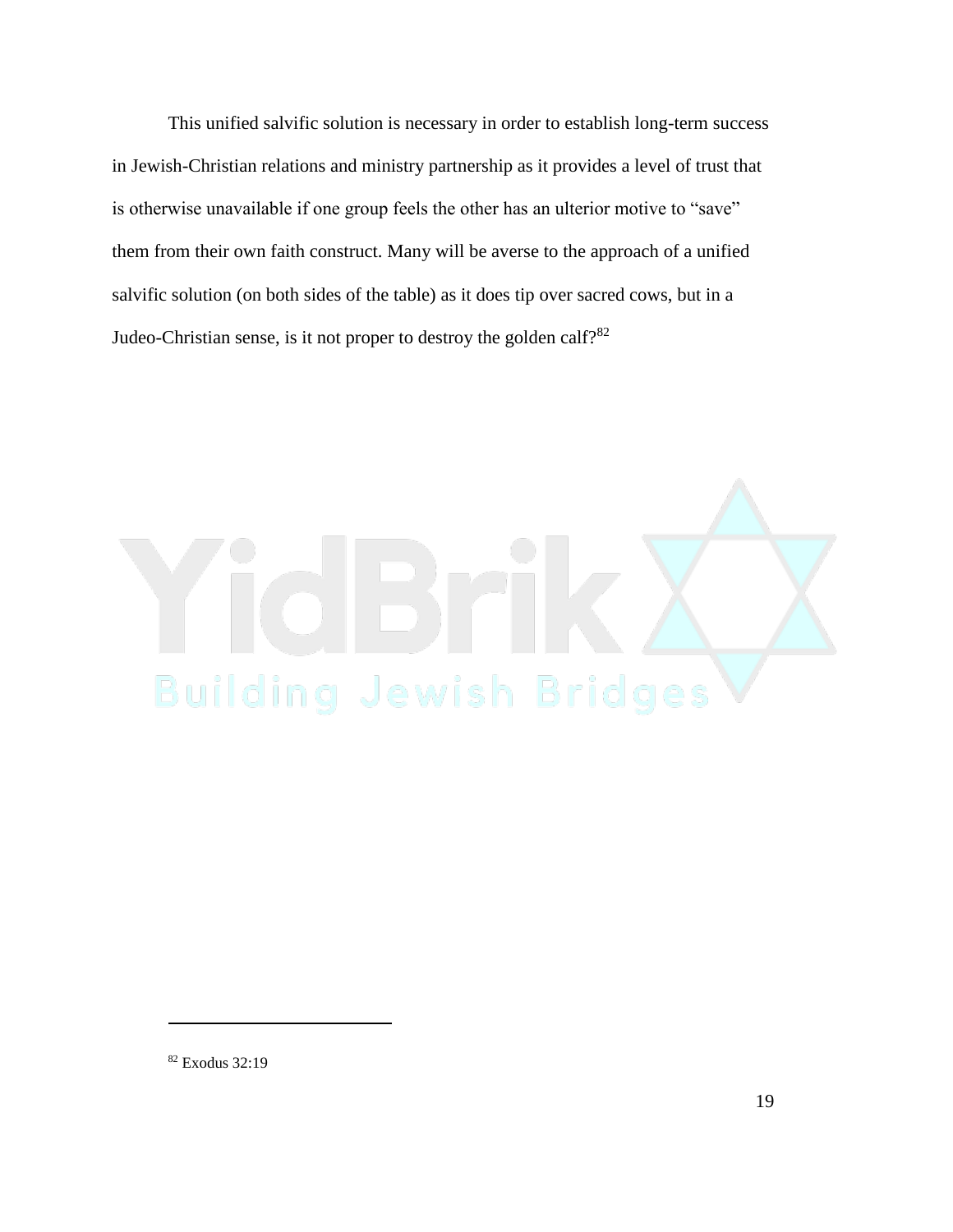This unified salvific solution is necessary in order to establish long-term success in Jewish-Christian relations and ministry partnership as it provides a level of trust that is otherwise unavailable if one group feels the other has an ulterior motive to "save" them from their own faith construct. Many will be averse to the approach of a unified salvific solution (on both sides of the table) as it does tip over sacred cows, but in a Judeo-Christian sense, is it not proper to destroy the golden calf?[82]

[82] Exodus 32:19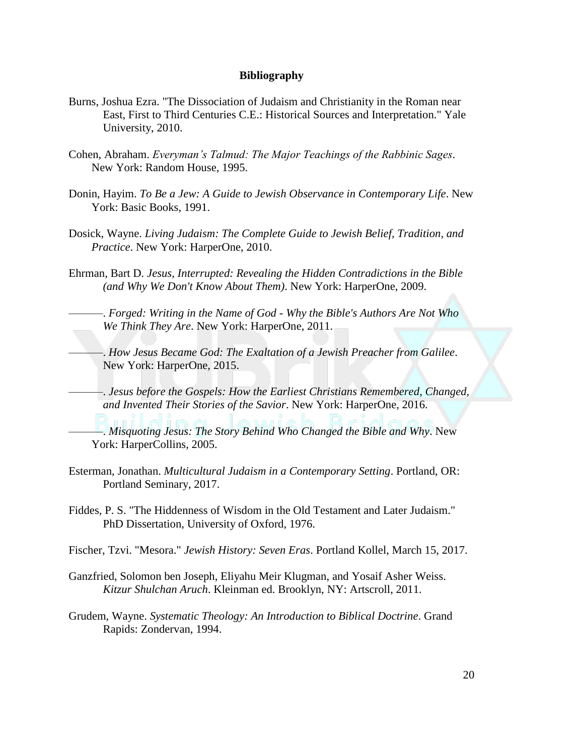**Bibliography**

Burns, Joshua Ezra. "The Dissociation of Judaism and Christianity in the Roman near East, First to Third Centuries C.E.: Historical Sources and Interpretation." Yale University, 2010.

Cohen, Abraham. *Everyman's Talmud: The Major Teachings of the Rabbinic Sages*. New York: Random House, 1995.

Donin, Hayim. *To Be a Jew: A Guide to Jewish Observance in Contemporary Life*. New York: Basic Books, 1991.

Dosick, Wayne. *Living Judaism: The Complete Guide to Jewish Belief, Tradition, and Practice*. New York: HarperOne, 2010.

Ehrman, Bart D. *Jesus, Interrupted: Revealing the Hidden Contradictions in the Bible (and Why We Don't Know About Them)*. New York: HarperOne, 2009.

———. *Forged: Writing in the Name of God - Why the Bible's Authors Are Not Who We Think They Are*. New York: HarperOne, 2011.

———. *How Jesus Became God: The Exaltation of a Jewish Preacher from Galilee*. New York: HarperOne, 2015.

———. *Jesus before the Gospels: How the Earliest Christians Remembered, Changed, and Invented Their Stories of the Savior*. New York: HarperOne, 2016.

———. *Misquoting Jesus: The Story Behind Who Changed the Bible and Why*. New York: HarperCollins, 2005.

Esterman, Jonathan. *Multicultural Judaism in a Contemporary Setting*. Portland, OR: Portland Seminary, 2017.

Fiddes, P. S. "The Hiddenness of Wisdom in the Old Testament and Later Judaism." PhD Dissertation, University of Oxford, 1976.

Fischer, Tzvi. "Mesora." *Jewish History: Seven Eras*. Portland Kollel, March 15, 2017.

Ganzfried, Solomon ben Joseph, Eliyahu Meir Klugman, and Yosaif Asher Weiss. *Kitzur Shulchan Aruch*. Kleinman ed. Brooklyn, NY: Artscroll, 2011.

Grudem, Wayne. *Systematic Theology: An Introduction to Biblical Doctrine*. Grand Rapids: Zondervan, 1994.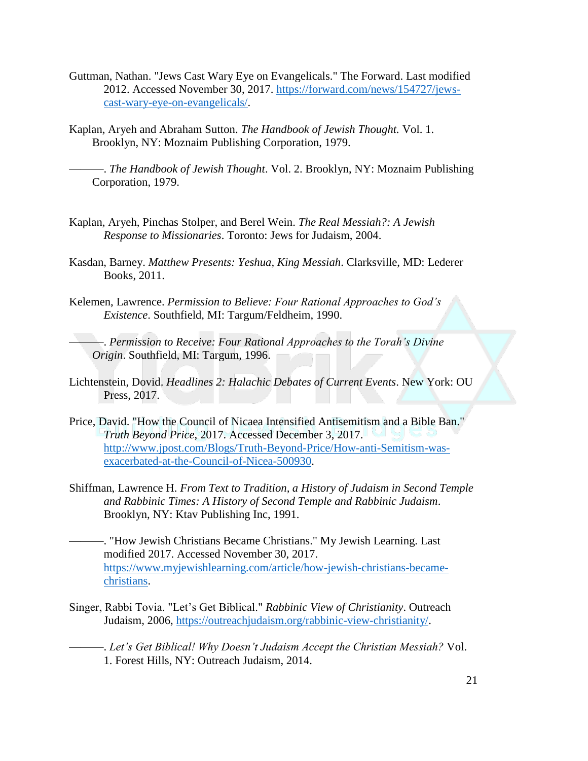Guttman, Nathan. "Jews Cast Wary Eye on Evangelicals." The Forward. Last modified 2012. Accessed November 30, 2017. https://forward.com/news/154727/jews-cast-wary-eye-on-evangelicals/.

Kaplan, Aryeh and Abraham Sutton. *The Handbook of Jewish Thought.* Vol. 1. Brooklyn, NY: Moznaim Publishing Corporation, 1979.

———. *The Handbook of Jewish Thought*. Vol. 2. Brooklyn, NY: Moznaim Publishing Corporation, 1979.

Kaplan, Aryeh, Pinchas Stolper, and Berel Wein. *The Real Messiah?: A Jewish Response to Missionaries*. Toronto: Jews for Judaism, 2004.

Kasdan, Barney. *Matthew Presents: Yeshua, King Messiah*. Clarksville, MD: Lederer Books, 2011.

Kelemen, Lawrence. *Permission to Believe: Four Rational Approaches to God's Existence*. Southfield, MI: Targum/Feldheim, 1990.

———. *Permission to Receive: Four Rational Approaches to the Torah's Divine Origin*. Southfield, MI: Targum, 1996.

Lichtenstein, Dovid. *Headlines 2: Halachic Debates of Current Events*. New York: OU Press, 2017.

Price, David. "How the Council of Nicaea Intensified Antisemitism and a Bible Ban." *Truth Beyond Price*, 2017. Accessed December 3, 2017. http://www.jpost.com/Blogs/Truth-Beyond-Price/How-anti-Semitism-was-exacerbated-at-the-Council-of-Nicea-500930.

Shiffman, Lawrence H. *From Text to Tradition, a History of Judaism in Second Temple and Rabbinic Times: A History of Second Temple and Rabbinic Judaism*. Brooklyn, NY: Ktav Publishing Inc, 1991.

———. "How Jewish Christians Became Christians." My Jewish Learning. Last modified 2017. Accessed November 30, 2017. https://www.myjewishlearning.com/article/how-jewish-christians-became-christians.

Singer, Rabbi Tovia. "Let's Get Biblical." *Rabbinic View of Christianity*. Outreach Judaism, 2006, https://outreachjudaism.org/rabbinic-view-christianity/.

———. *Let's Get Biblical! Why Doesn't Judaism Accept the Christian Messiah?* Vol. 1. Forest Hills, NY: Outreach Judaism, 2014.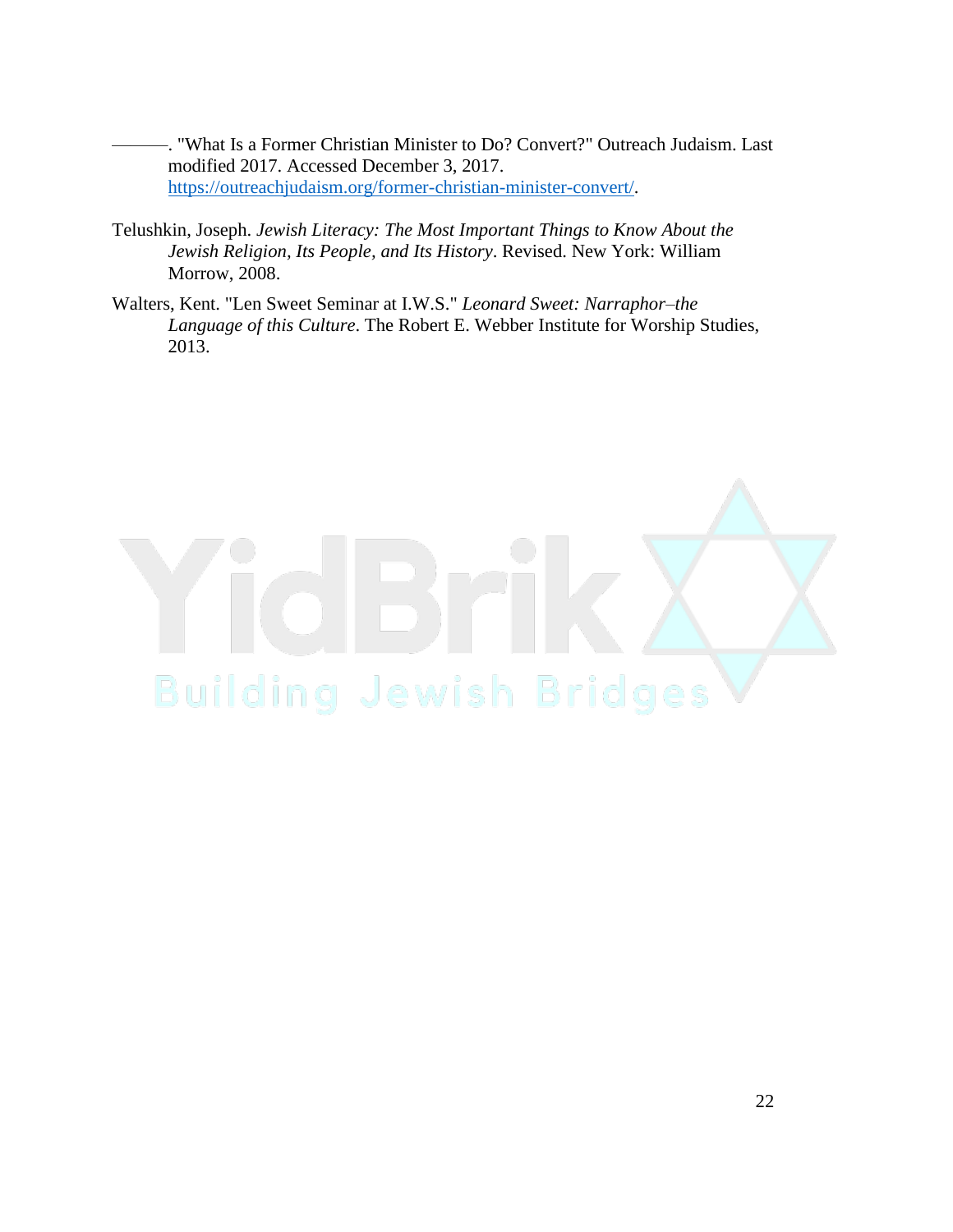———. "What Is a Former Christian Minister to Do? Convert?" Outreach Judaism. Last modified 2017. Accessed December 3, 2017. https://outreachjudaism.org/former-christian-minister-convert/.

Telushkin, Joseph. *Jewish Literacy: The Most Important Things to Know About the Jewish Religion, Its People, and Its History*. Revised. New York: William Morrow, 2008.

Walters, Kent. "Len Sweet Seminar at I.W.S." *Leonard Sweet: Narraphor–the Language of this Culture*. The Robert E. Webber Institute for Worship Studies, 2013.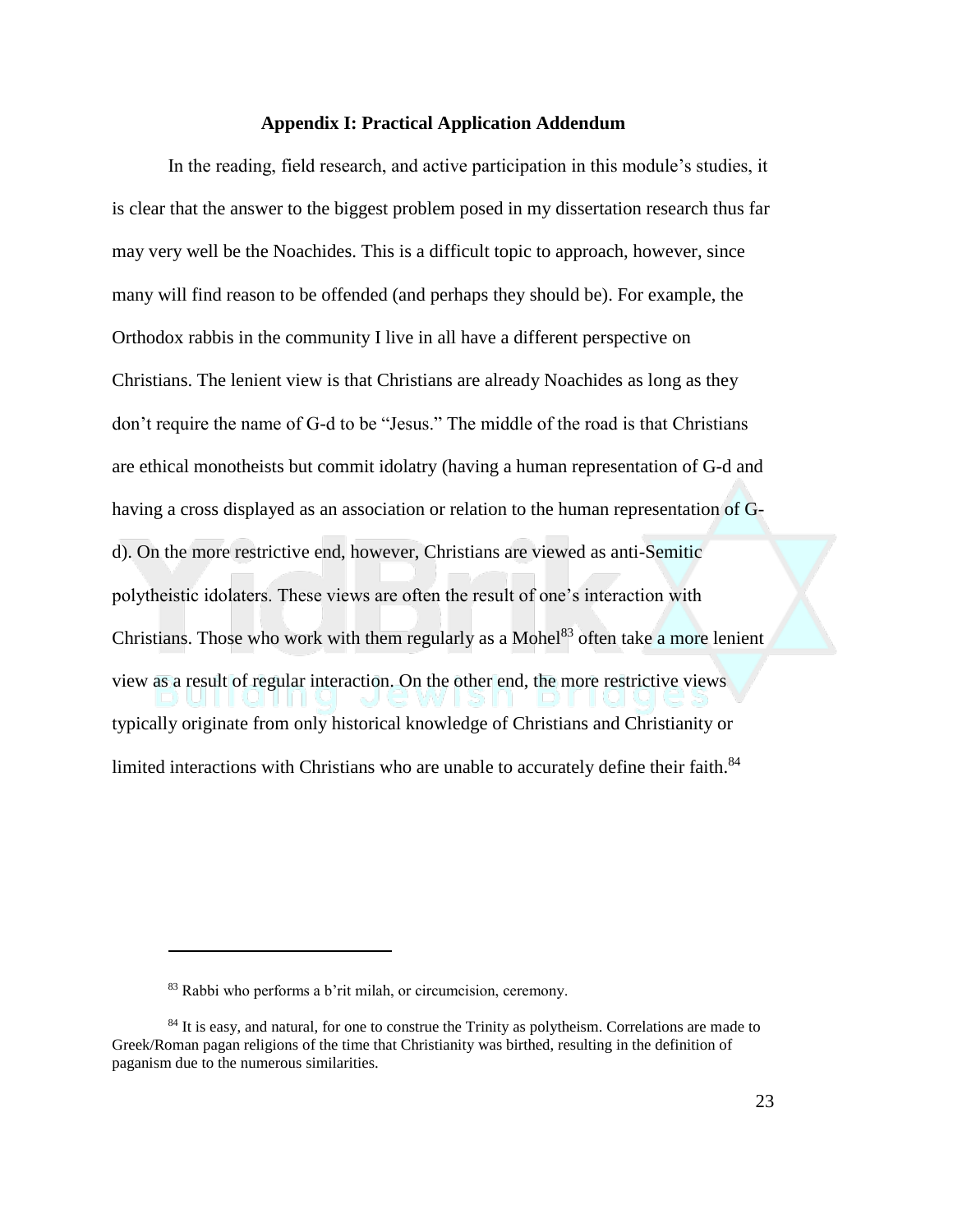## Appendix I: Practical Application Addendum

In the reading, field research, and active participation in this module's studies, it is clear that the answer to the biggest problem posed in my dissertation research thus far may very well be the Noachides. This is a difficult topic to approach, however, since many will find reason to be offended (and perhaps they should be). For example, the Orthodox rabbis in the community I live in all have a different perspective on Christians. The lenient view is that Christians are already Noachides as long as they don't require the name of G-d to be "Jesus." The middle of the road is that Christians are ethical monotheists but commit idolatry (having a human representation of G-d and having a cross displayed as an association or relation to the human representation of G-d). On the more restrictive end, however, Christians are viewed as anti-Semitic polytheistic idolaters. These views are often the result of one's interaction with Christians. Those who work with them regularly as a Mohel[83] often take a more lenient view as a result of regular interaction. On the other end, the more restrictive views typically originate from only historical knowledge of Christians and Christianity or limited interactions with Christians who are unable to accurately define their faith.[84]

---

[83] Rabbi who performs a b'rit milah, or circumcision, ceremony.

[84] It is easy, and natural, for one to construe the Trinity as polytheism. Correlations are made to Greek/Roman pagan religions of the time that Christianity was birthed, resulting in the definition of paganism due to the numerous similarities.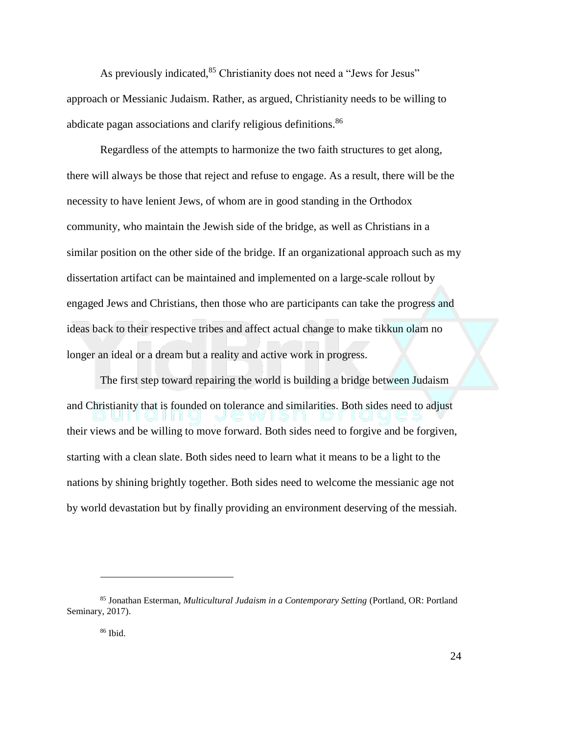As previously indicated,[85] Christianity does not need a "Jews for Jesus" approach or Messianic Judaism. Rather, as argued, Christianity needs to be willing to abdicate pagan associations and clarify religious definitions.[86]

Regardless of the attempts to harmonize the two faith structures to get along, there will always be those that reject and refuse to engage. As a result, there will be the necessity to have lenient Jews, of whom are in good standing in the Orthodox community, who maintain the Jewish side of the bridge, as well as Christians in a similar position on the other side of the bridge. If an organizational approach such as my dissertation artifact can be maintained and implemented on a large-scale rollout by engaged Jews and Christians, then those who are participants can take the progress and ideas back to their respective tribes and affect actual change to make tikkun olam no longer an ideal or a dream but a reality and active work in progress.

The first step toward repairing the world is building a bridge between Judaism and Christianity that is founded on tolerance and similarities. Both sides need to adjust their views and be willing to move forward. Both sides need to forgive and be forgiven, starting with a clean slate. Both sides need to learn what it means to be a light to the nations by shining brightly together. Both sides need to welcome the messianic age not by world devastation but by finally providing an environment deserving of the messiah.

---

[85] Jonathan Esterman, *Multicultural Judaism in a Contemporary Setting* (Portland, OR: Portland Seminary, 2017).

[86] Ibid.